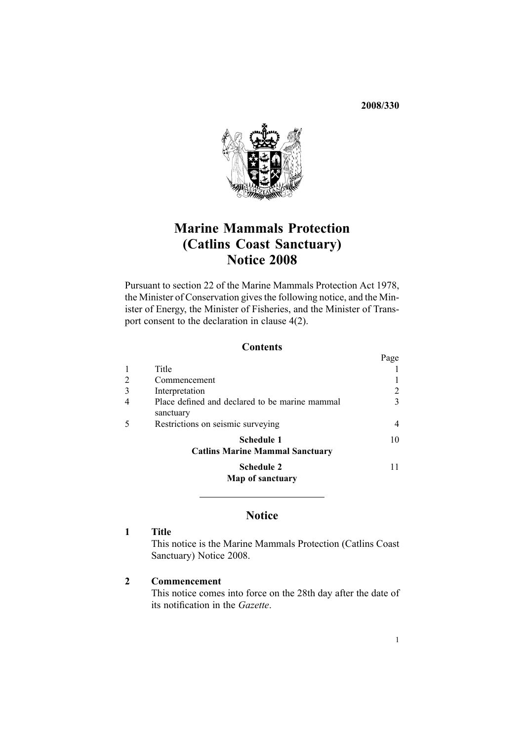**2008/330**

# Marine Mammals Protection (Catlins Coast Sanctuary) Notice 2008

Pursuant to section 22 of the Marine Mammals Protection Act 1978, the Minister of Conservation gives the following notice, and the Minister of Energy, the Minister of Fisheries, and the Minister of Transport consent to the declaration in clause 4(2).

## Contents

| | | Page |
|---|---|---|
| 1 | Title | 1 |
| 2 | Commencement | 1 |
| 3 | Interpretation | 2 |
| 4 | Place defined and declared to be marine mammal sanctuary | 3 |
| 5 | Restrictions on seismic surveying | 4 |
| | **Schedule 1** **Catlins Marine Mammal Sanctuary** | 10 |
| | **Schedule 2** **Map of sanctuary** | 11 |

## Notice

### 1 Title

This notice is the Marine Mammals Protection (Catlins Coast Sanctuary) Notice 2008.

### 2 Commencement

This notice comes into force on the 28th day after the date of its notification in the *Gazette*.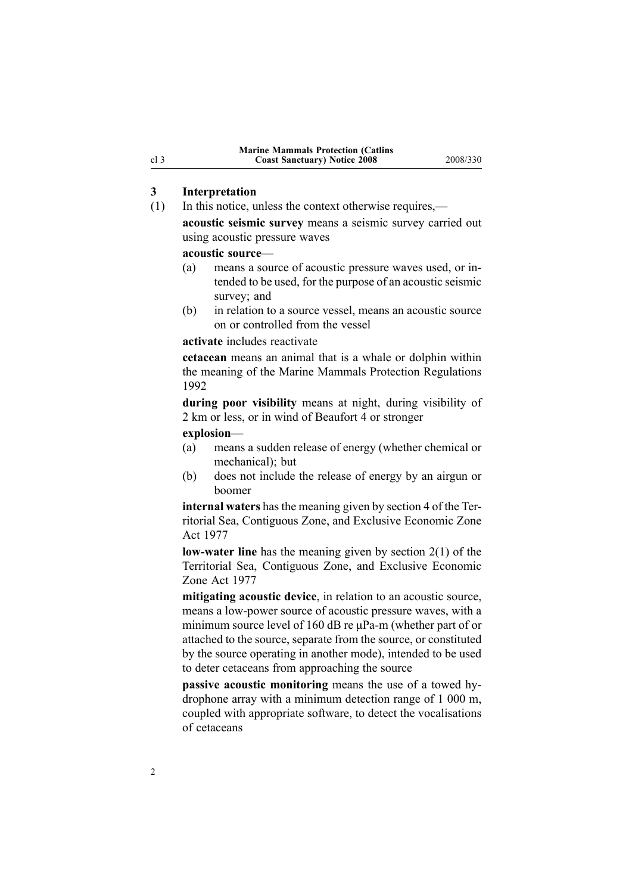## 3 Interpretation

(1) In this notice, unless the context otherwise requires,—

**acoustic seismic survey** means a seismic survey carried out using acoustic pressure waves

**acoustic source**—

(a) means a source of acoustic pressure waves used, or intended to be used, for the purpose of an acoustic seismic survey; and

(b) in relation to a source vessel, means an acoustic source on or controlled from the vessel

**activate** includes reactivate

**cetacean** means an animal that is a whale or dolphin within the meaning of the Marine Mammals Protection Regulations 1992

**during poor visibility** means at night, during visibility of 2 km or less, or in wind of Beaufort 4 or stronger

**explosion**—

(a) means a sudden release of energy (whether chemical or mechanical); but

(b) does not include the release of energy by an airgun or boomer

**internal waters** has the meaning given by section 4 of the Territorial Sea, Contiguous Zone, and Exclusive Economic Zone Act 1977

**low-water line** has the meaning given by section 2(1) of the Territorial Sea, Contiguous Zone, and Exclusive Economic Zone Act 1977

**mitigating acoustic device**, in relation to an acoustic source, means a low-power source of acoustic pressure waves, with a minimum source level of 160 dB re μPa-m (whether part of or attached to the source, separate from the source, or constituted by the source operating in another mode), intended to be used to deter cetaceans from approaching the source

**passive acoustic monitoring** means the use of a towed hydrophone array with a minimum detection range of 1 000 m, coupled with appropriate software, to detect the vocalisations of cetaceans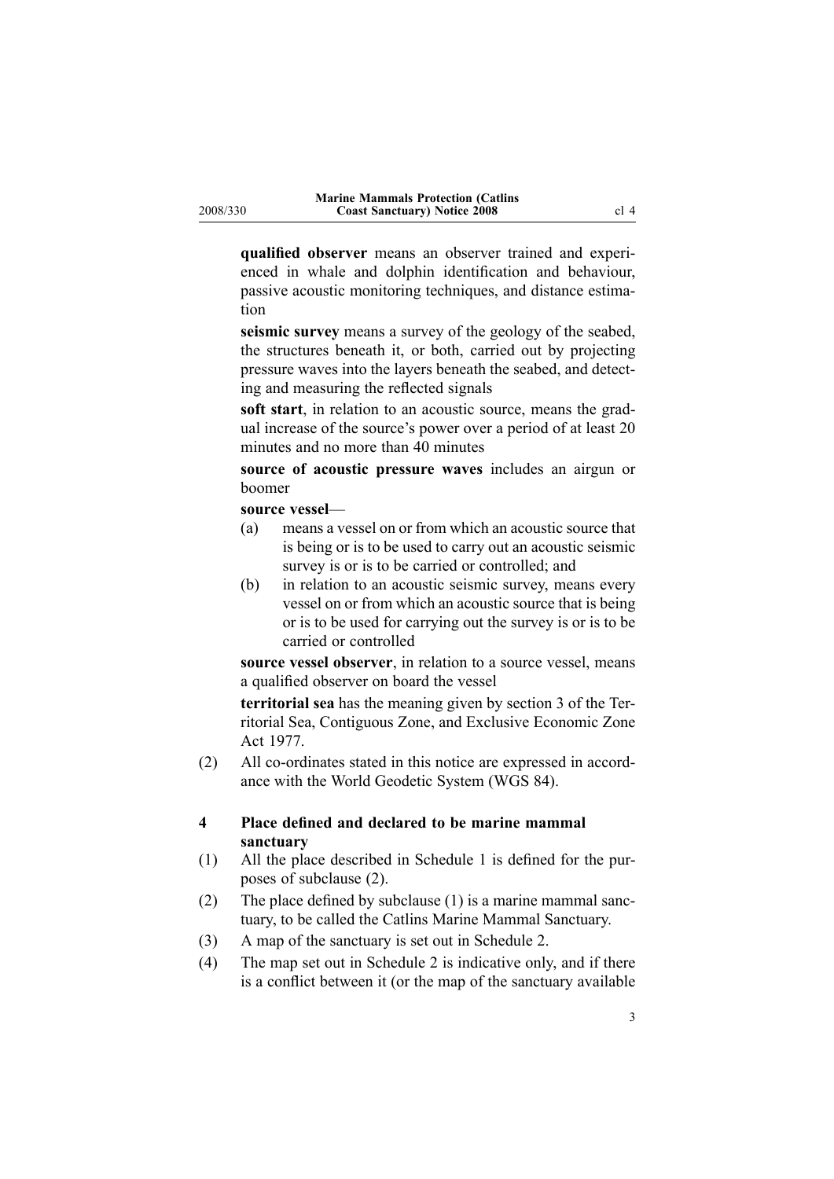**qualified observer** means an observer trained and experienced in whale and dolphin identification and behaviour, passive acoustic monitoring techniques, and distance estimation

**seismic survey** means a survey of the geology of the seabed, the structures beneath it, or both, carried out by projecting pressure waves into the layers beneath the seabed, and detecting and measuring the reflected signals

**soft start**, in relation to an acoustic source, means the gradual increase of the source's power over a period of at least 20 minutes and no more than 40 minutes

**source of acoustic pressure waves** includes an airgun or boomer

**source vessel**—

(a) means a vessel on or from which an acoustic source that is being or is to be used to carry out an acoustic seismic survey is or is to be carried or controlled; and

(b) in relation to an acoustic seismic survey, means every vessel on or from which an acoustic source that is being or is to be used for carrying out the survey is or is to be carried or controlled

**source vessel observer**, in relation to a source vessel, means a qualified observer on board the vessel

**territorial sea** has the meaning given by section 3 of the Territorial Sea, Contiguous Zone, and Exclusive Economic Zone Act 1977.

(2) All co-ordinates stated in this notice are expressed in accordance with the World Geodetic System (WGS 84).

**4 Place defined and declared to be marine mammal sanctuary**

(1) All the place described in Schedule 1 is defined for the purposes of subclause (2).

(2) The place defined by subclause (1) is a marine mammal sanctuary, to be called the Catlins Marine Mammal Sanctuary.

(3) A map of the sanctuary is set out in Schedule 2.

(4) The map set out in Schedule 2 is indicative only, and if there is a conflict between it (or the map of the sanctuary available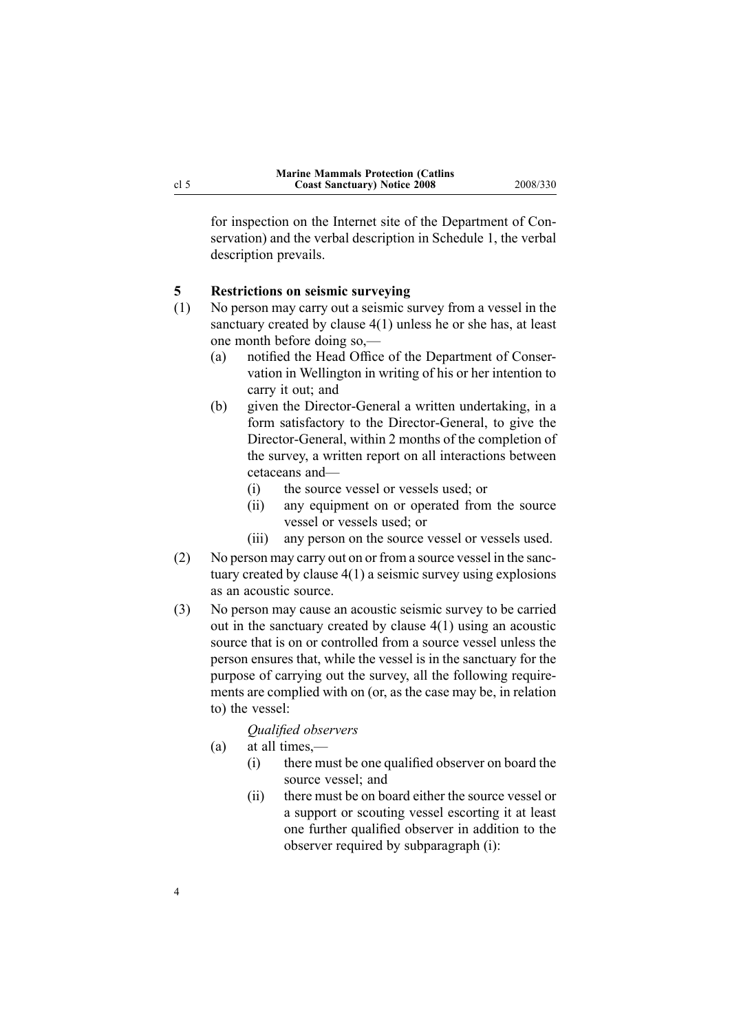for inspection on the Internet site of the Department of Conservation) and the verbal description in Schedule 1, the verbal description prevails.

### 5 Restrictions on seismic surveying

(1) No person may carry out a seismic survey from a vessel in the sanctuary created by clause 4(1) unless he or she has, at least one month before doing so,—

- (a) notified the Head Office of the Department of Conservation in Wellington in writing of his or her intention to carry it out; and
- (b) given the Director-General a written undertaking, in a form satisfactory to the Director-General, to give the Director-General, within 2 months of the completion of the survey, a written report on all interactions between cetaceans and—
  - (i) the source vessel or vessels used; or
  - (ii) any equipment on or operated from the source vessel or vessels used; or
  - (iii) any person on the source vessel or vessels used.

(2) No person may carry out on or from a source vessel in the sanctuary created by clause 4(1) a seismic survey using explosions as an acoustic source.

(3) No person may cause an acoustic seismic survey to be carried out in the sanctuary created by clause 4(1) using an acoustic source that is on or controlled from a source vessel unless the person ensures that, while the vessel is in the sanctuary for the purpose of carrying out the survey, all the following requirements are complied with on (or, as the case may be, in relation to) the vessel:

*Qualified observers*

- (a) at all times,—
  - (i) there must be one qualified observer on board the source vessel; and
  - (ii) there must be on board either the source vessel or a support or scouting vessel escorting it at least one further qualified observer in addition to the observer required by subparagraph (i):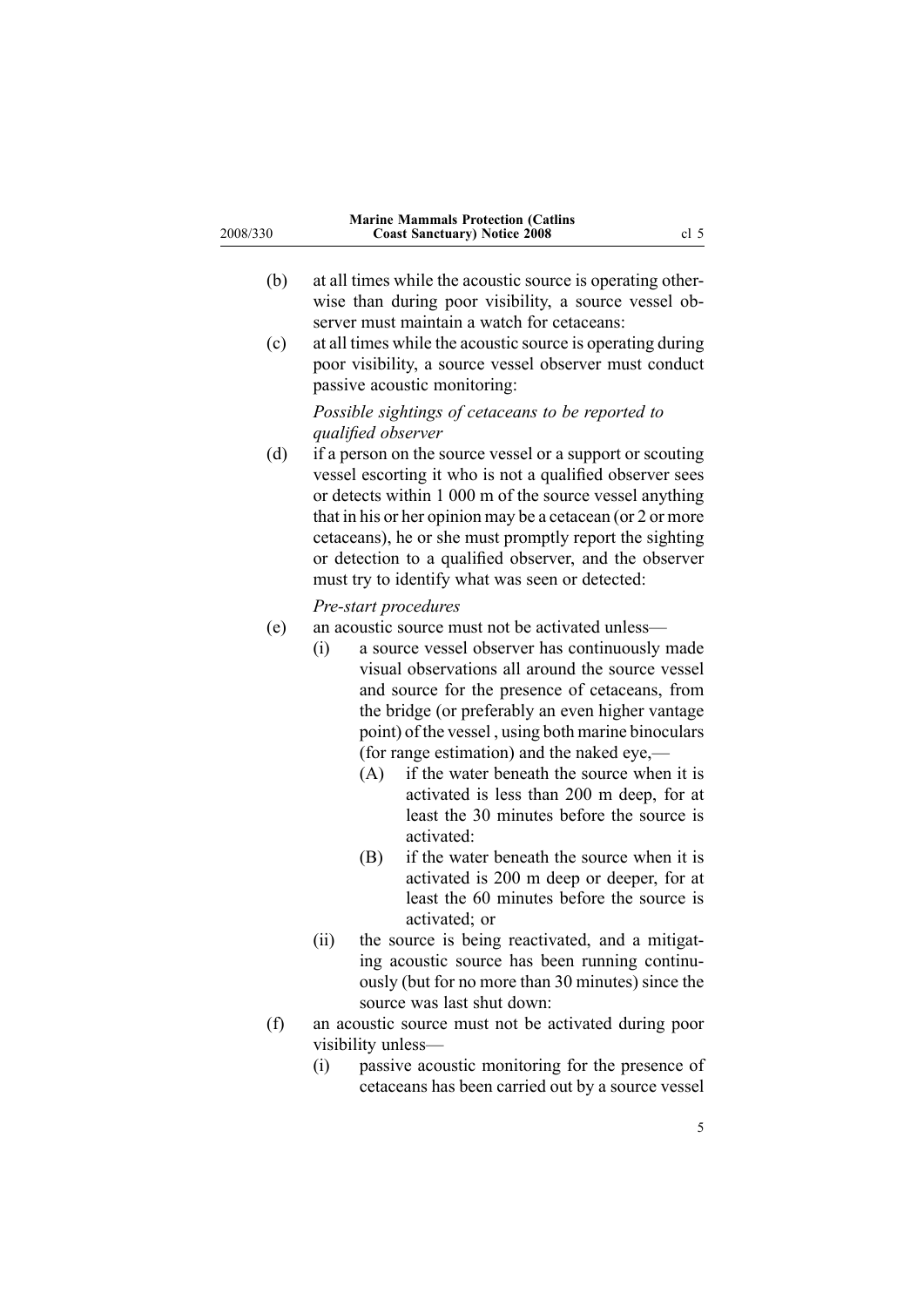(b) at all times while the acoustic source is operating otherwise than during poor visibility, a source vessel observer must maintain a watch for cetaceans:

(c) at all times while the acoustic source is operating during poor visibility, a source vessel observer must conduct passive acoustic monitoring:

*Possible sightings of cetaceans to be reported to qualified observer*

(d) if a person on the source vessel or a support or scouting vessel escorting it who is not a qualified observer sees or detects within 1 000 m of the source vessel anything that in his or her opinion may be a cetacean (or 2 or more cetaceans), he or she must promptly report the sighting or detection to a qualified observer, and the observer must try to identify what was seen or detected:

*Pre-start procedures*

(e) an acoustic source must not be activated unless—

  (i) a source vessel observer has continuously made visual observations all around the source vessel and source for the presence of cetaceans, from the bridge (or preferably an even higher vantage point) of the vessel , using both marine binoculars (for range estimation) and the naked eye,—

    (A) if the water beneath the source when it is activated is less than 200 m deep, for at least the 30 minutes before the source is activated:

    (B) if the water beneath the source when it is activated is 200 m deep or deeper, for at least the 60 minutes before the source is activated; or

  (ii) the source is being reactivated, and a mitigating acoustic source has been running continuously (but for no more than 30 minutes) since the source was last shut down:

(f) an acoustic source must not be activated during poor visibility unless—

  (i) passive acoustic monitoring for the presence of cetaceans has been carried out by a source vessel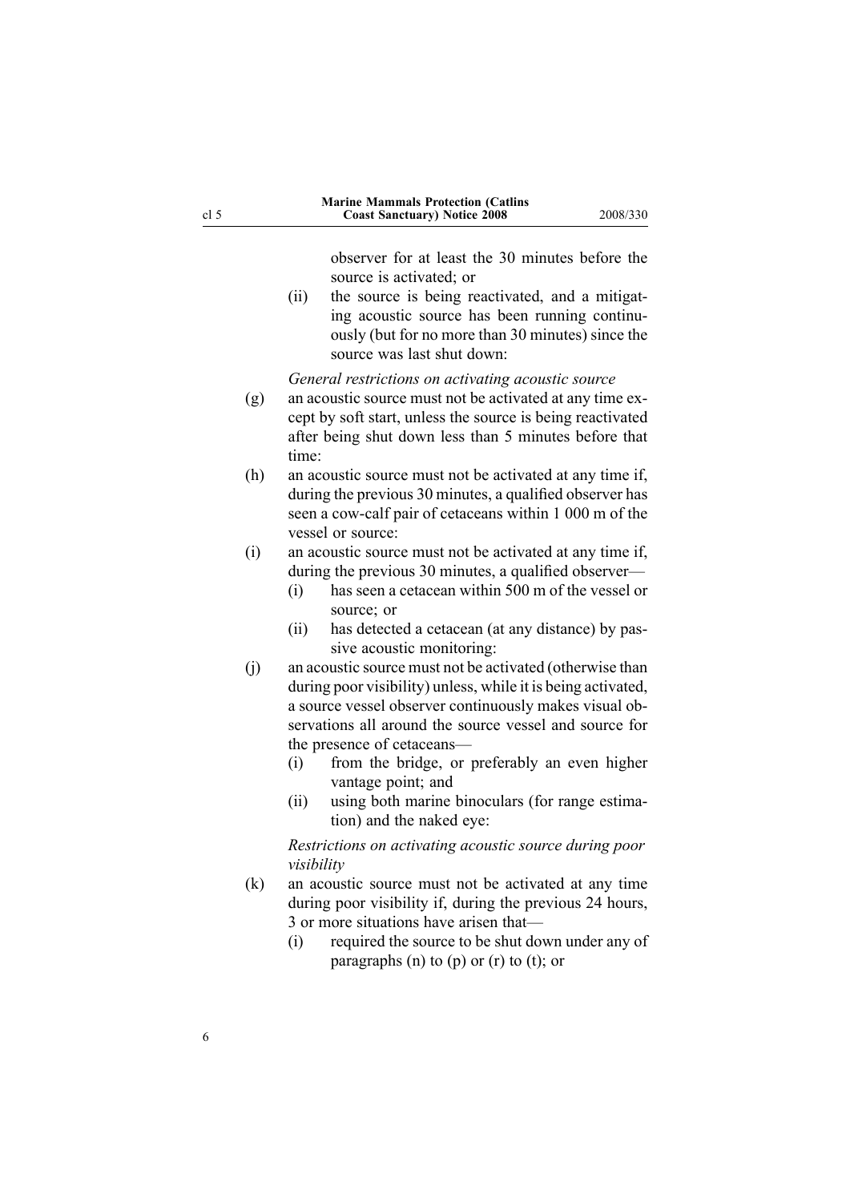observer for at least the 30 minutes before the source is activated; or

(ii) the source is being reactivated, and a mitigating acoustic source has been running continuously (but for no more than 30 minutes) since the source was last shut down:

*General restrictions on activating acoustic source*

(g) an acoustic source must not be activated at any time except by soft start, unless the source is being reactivated after being shut down less than 5 minutes before that time:

(h) an acoustic source must not be activated at any time if, during the previous 30 minutes, a qualified observer has seen a cow-calf pair of cetaceans within 1 000 m of the vessel or source:

(i) an acoustic source must not be activated at any time if, during the previous 30 minutes, a qualified observer—

(i) has seen a cetacean within 500 m of the vessel or source; or

(ii) has detected a cetacean (at any distance) by passive acoustic monitoring:

(j) an acoustic source must not be activated (otherwise than during poor visibility) unless, while it is being activated, a source vessel observer continuously makes visual observations all around the source vessel and source for the presence of cetaceans—

(i) from the bridge, or preferably an even higher vantage point; and

(ii) using both marine binoculars (for range estimation) and the naked eye:

*Restrictions on activating acoustic source during poor visibility*

(k) an acoustic source must not be activated at any time during poor visibility if, during the previous 24 hours, 3 or more situations have arisen that—

(i) required the source to be shut down under any of paragraphs (n) to (p) or (r) to (t); or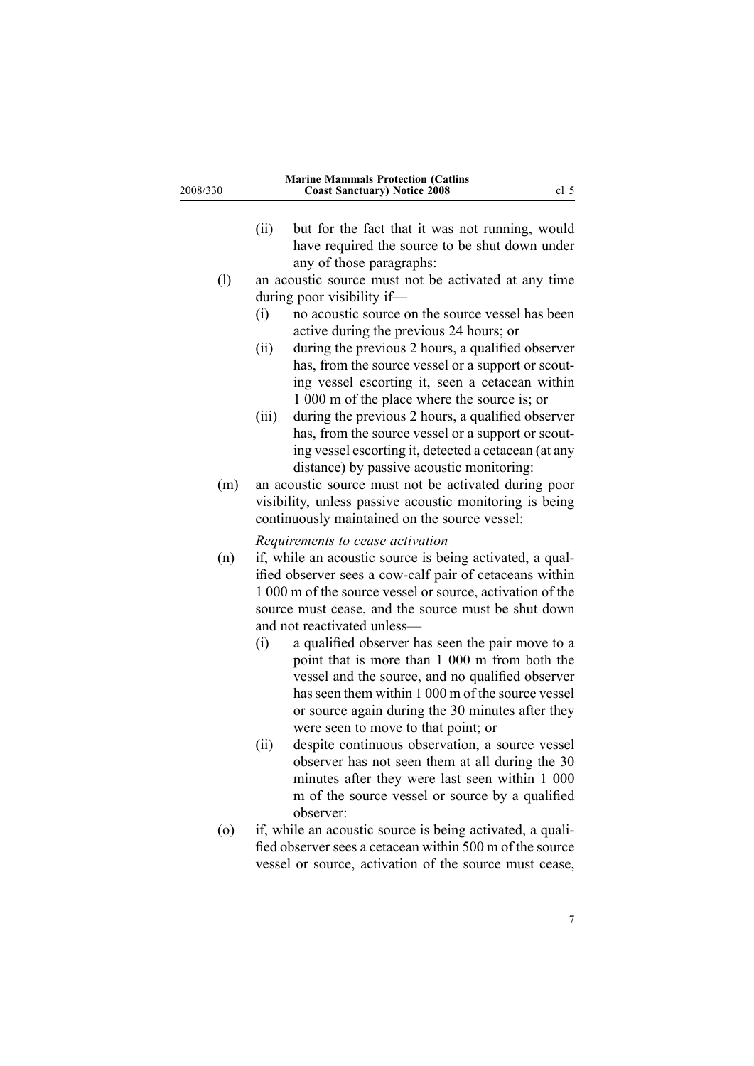(ii) but for the fact that it was not running, would have required the source to be shut down under any of those paragraphs:

(l) an acoustic source must not be activated at any time during poor visibility if—

(i) no acoustic source on the source vessel has been active during the previous 24 hours; or

(ii) during the previous 2 hours, a qualified observer has, from the source vessel or a support or scouting vessel escorting it, seen a cetacean within 1 000 m of the place where the source is; or

(iii) during the previous 2 hours, a qualified observer has, from the source vessel or a support or scouting vessel escorting it, detected a cetacean (at any distance) by passive acoustic monitoring:

(m) an acoustic source must not be activated during poor visibility, unless passive acoustic monitoring is being continuously maintained on the source vessel:

*Requirements to cease activation*

(n) if, while an acoustic source is being activated, a qualified observer sees a cow-calf pair of cetaceans within 1 000 m of the source vessel or source, activation of the source must cease, and the source must be shut down and not reactivated unless—

(i) a qualified observer has seen the pair move to a point that is more than 1 000 m from both the vessel and the source, and no qualified observer has seen them within 1 000 m of the source vessel or source again during the 30 minutes after they were seen to move to that point; or

(ii) despite continuous observation, a source vessel observer has not seen them at all during the 30 minutes after they were last seen within 1 000 m of the source vessel or source by a qualified observer:

(o) if, while an acoustic source is being activated, a qualified observer sees a cetacean within 500 m of the source vessel or source, activation of the source must cease,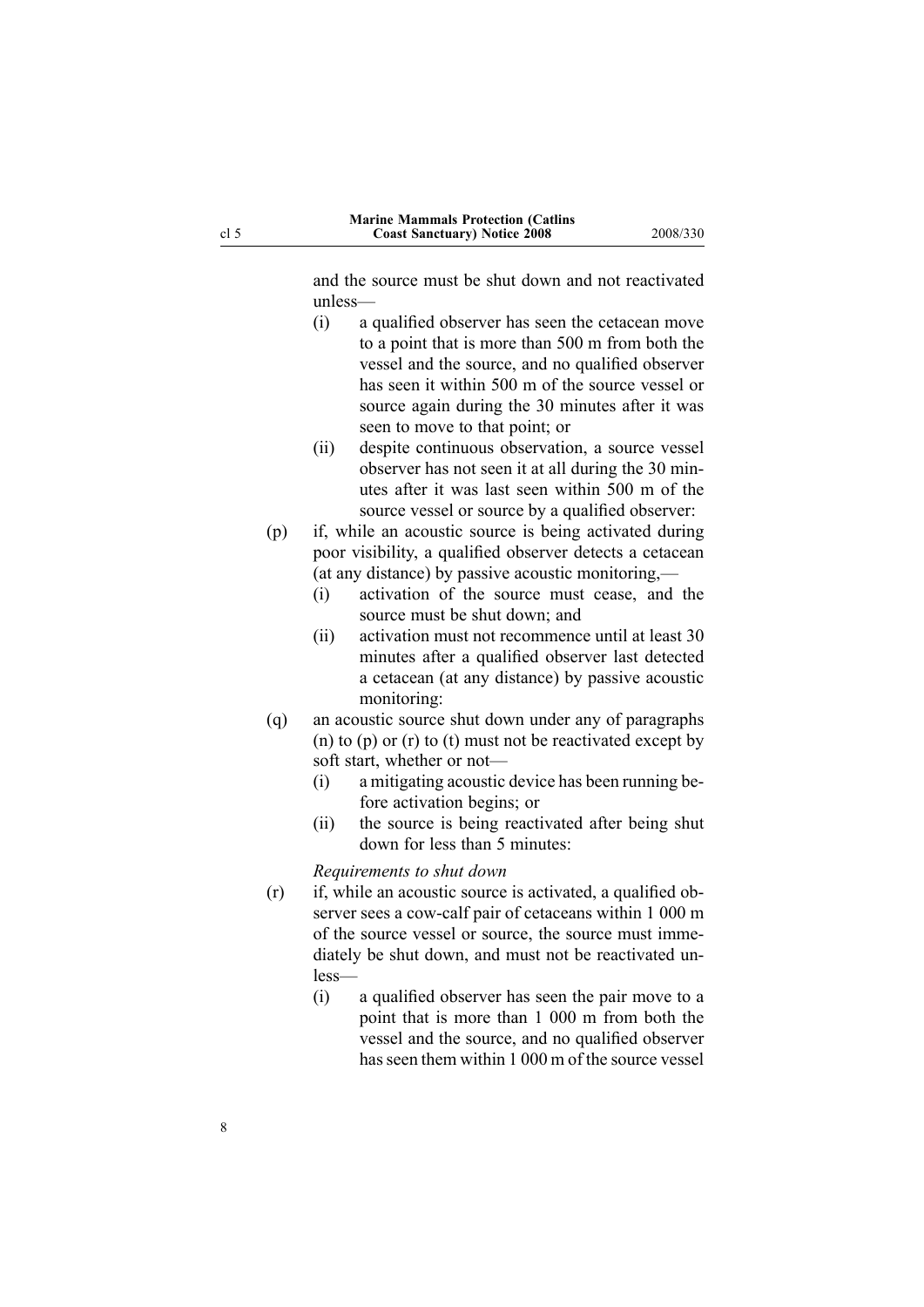and the source must be shut down and not reactivated unless—

- (i) a qualified observer has seen the cetacean move to a point that is more than 500 m from both the vessel and the source, and no qualified observer has seen it within 500 m of the source vessel or source again during the 30 minutes after it was seen to move to that point; or
- (ii) despite continuous observation, a source vessel observer has not seen it at all during the 30 minutes after it was last seen within 500 m of the source vessel or source by a qualified observer:

(p) if, while an acoustic source is being activated during poor visibility, a qualified observer detects a cetacean (at any distance) by passive acoustic monitoring,—

- (i) activation of the source must cease, and the source must be shut down; and
- (ii) activation must not recommence until at least 30 minutes after a qualified observer last detected a cetacean (at any distance) by passive acoustic monitoring:

(q) an acoustic source shut down under any of paragraphs (n) to (p) or (r) to (t) must not be reactivated except by soft start, whether or not—

- (i) a mitigating acoustic device has been running before activation begins; or
- (ii) the source is being reactivated after being shut down for less than 5 minutes:

*Requirements to shut down*

(r) if, while an acoustic source is activated, a qualified observer sees a cow-calf pair of cetaceans within 1 000 m of the source vessel or source, the source must immediately be shut down, and must not be reactivated unless—

- (i) a qualified observer has seen the pair move to a point that is more than 1 000 m from both the vessel and the source, and no qualified observer has seen them within 1 000 m of the source vessel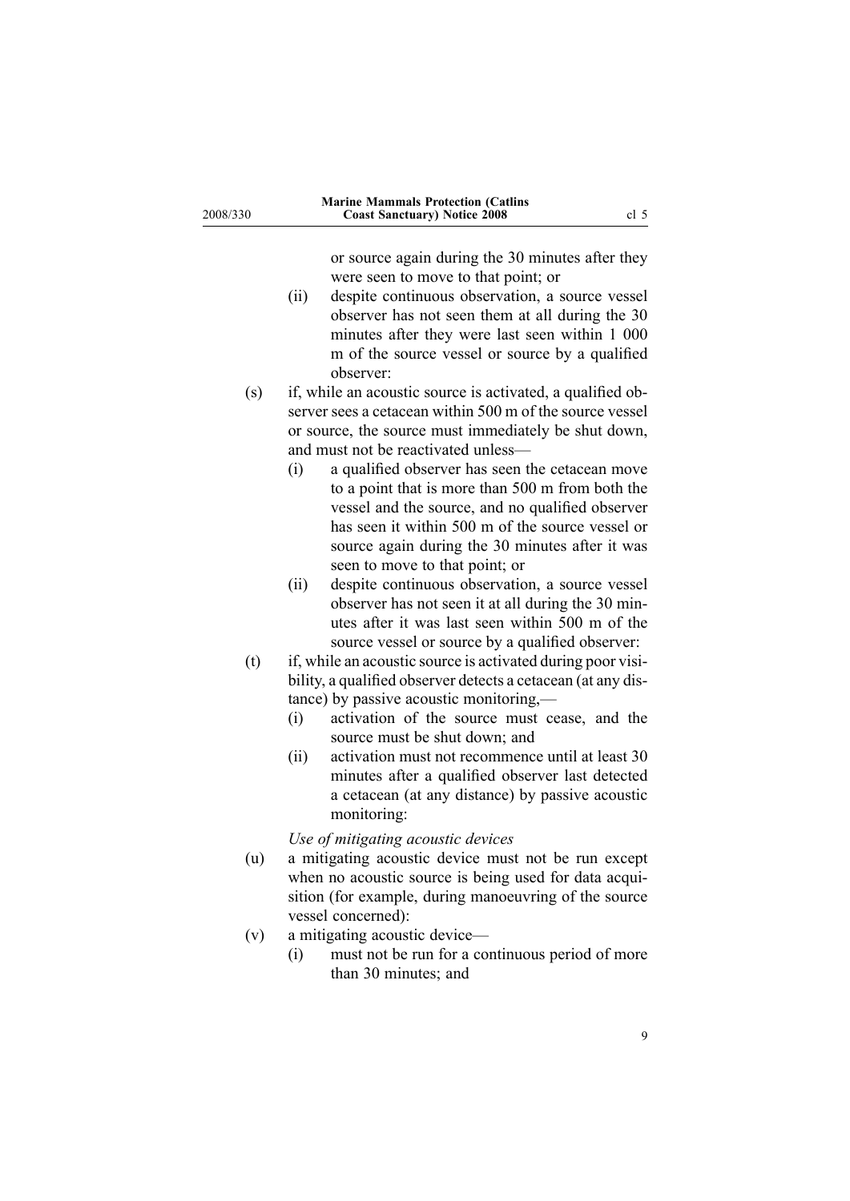or source again during the 30 minutes after they were seen to move to that point; or

(ii) despite continuous observation, a source vessel observer has not seen them at all during the 30 minutes after they were last seen within 1 000 m of the source vessel or source by a qualified observer:

(s) if, while an acoustic source is activated, a qualified observer sees a cetacean within 500 m of the source vessel or source, the source must immediately be shut down, and must not be reactivated unless—

(i) a qualified observer has seen the cetacean move to a point that is more than 500 m from both the vessel and the source, and no qualified observer has seen it within 500 m of the source vessel or source again during the 30 minutes after it was seen to move to that point; or

(ii) despite continuous observation, a source vessel observer has not seen it at all during the 30 minutes after it was last seen within 500 m of the source vessel or source by a qualified observer:

(t) if, while an acoustic source is activated during poor visibility, a qualified observer detects a cetacean (at any distance) by passive acoustic monitoring,—

(i) activation of the source must cease, and the source must be shut down; and

(ii) activation must not recommence until at least 30 minutes after a qualified observer last detected a cetacean (at any distance) by passive acoustic monitoring:

*Use of mitigating acoustic devices*

(u) a mitigating acoustic device must not be run except when no acoustic source is being used for data acquisition (for example, during manoeuvring of the source vessel concerned):

(v) a mitigating acoustic device—

(i) must not be run for a continuous period of more than 30 minutes; and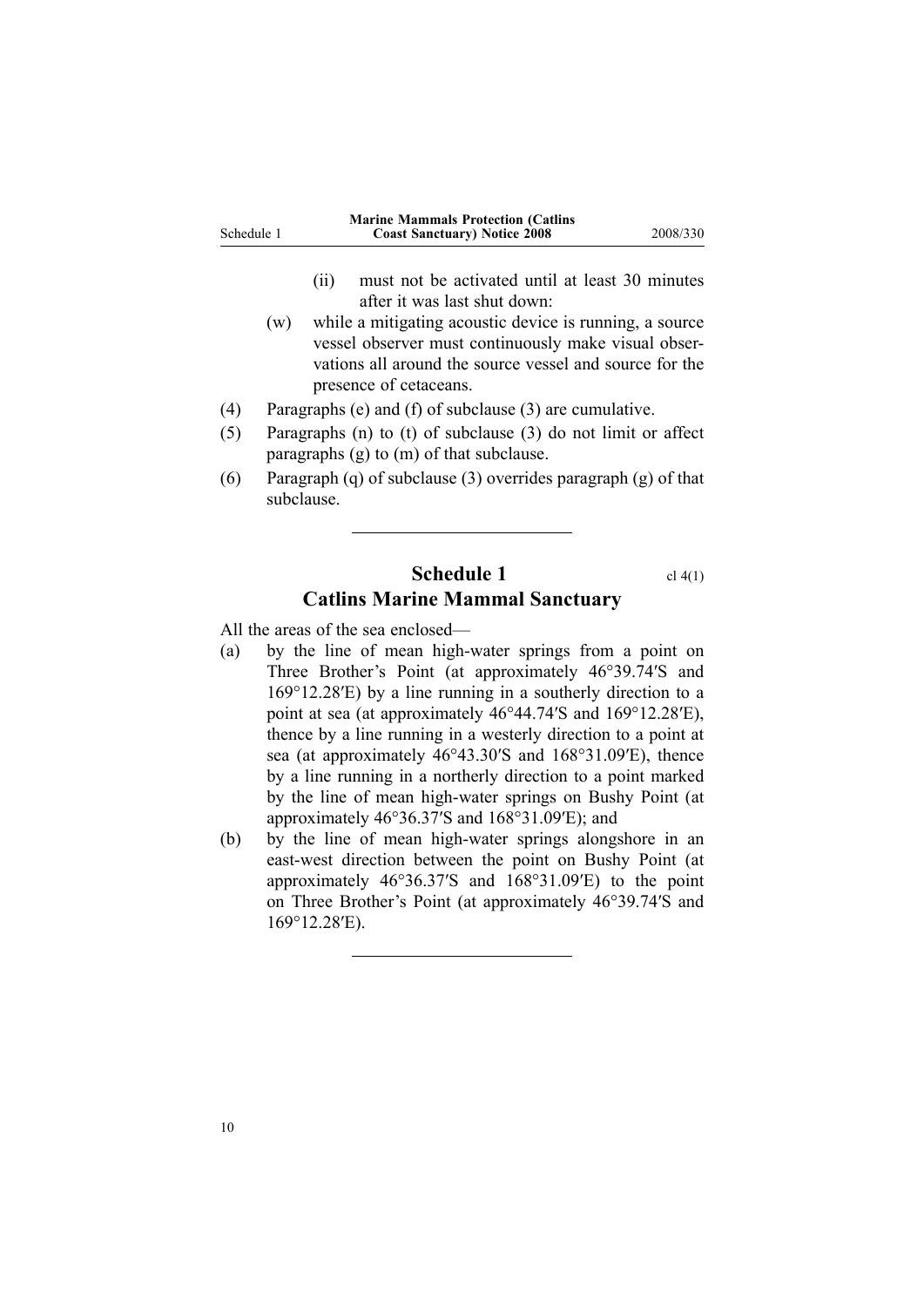(ii) must not be activated until at least 30 minutes after it was last shut down:

(w) while a mitigating acoustic device is running, a source vessel observer must continuously make visual observations all around the source vessel and source for the presence of cetaceans.

(4) Paragraphs (e) and (f) of subclause (3) are cumulative.

(5) Paragraphs (n) to (t) of subclause (3) do not limit or affect paragraphs (g) to (m) of that subclause.

(6) Paragraph (q) of subclause (3) overrides paragraph (g) of that subclause.

---

## Schedule 1 — cl 4(1)

## Catlins Marine Mammal Sanctuary

All the areas of the sea enclosed—

(a) by the line of mean high-water springs from a point on Three Brother's Point (at approximately 46°39.74′S and 169°12.28′E) by a line running in a southerly direction to a point at sea (at approximately 46°44.74′S and 169°12.28′E), thence by a line running in a westerly direction to a point at sea (at approximately 46°43.30′S and 168°31.09′E), thence by a line running in a northerly direction to a point marked by the line of mean high-water springs on Bushy Point (at approximately 46°36.37′S and 168°31.09′E); and

(b) by the line of mean high-water springs alongshore in an east-west direction between the point on Bushy Point (at approximately 46°36.37′S and 168°31.09′E) to the point on Three Brother's Point (at approximately 46°39.74′S and 169°12.28′E).

---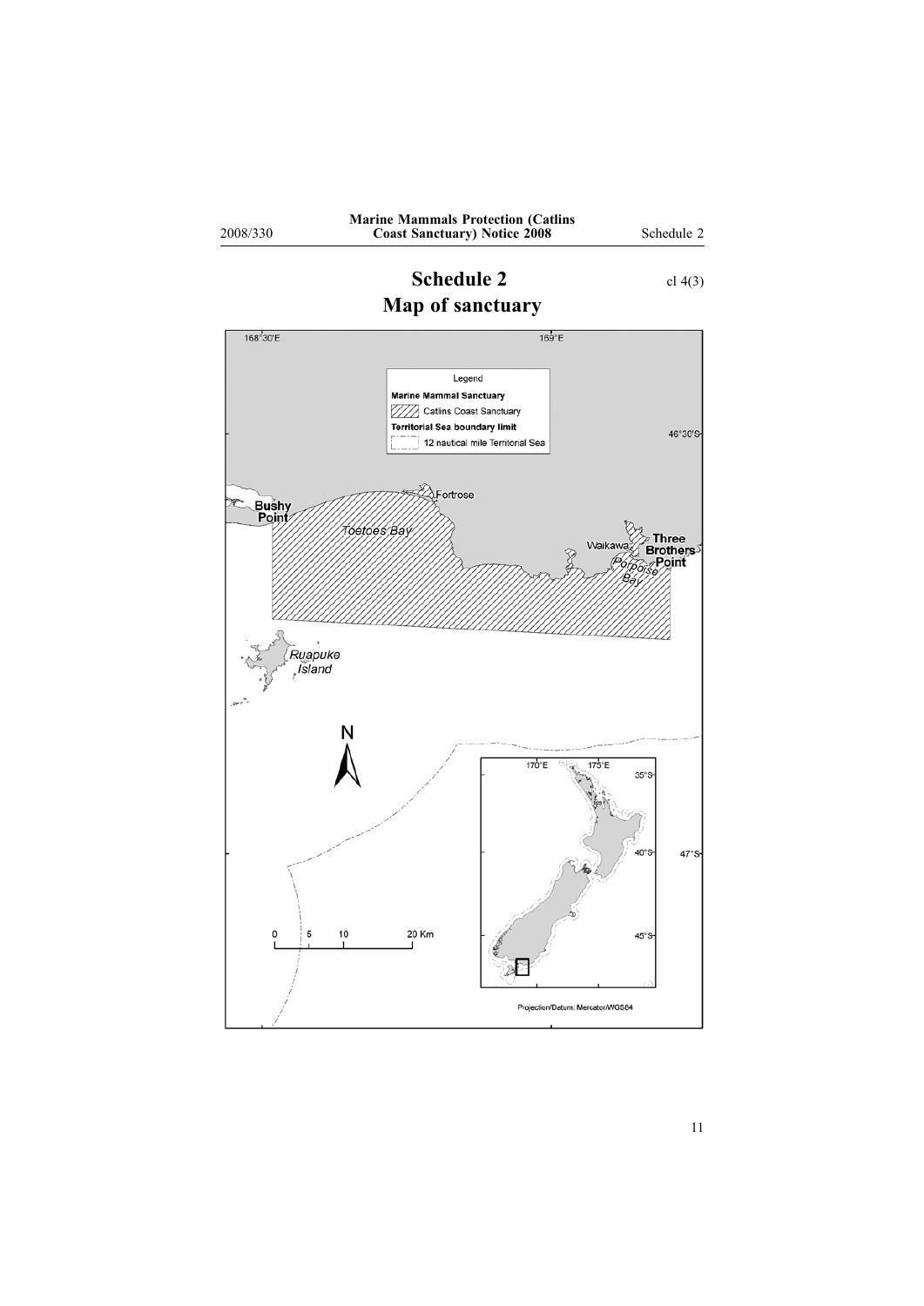# Schedule 2

cl 4(3)

## Map of sanctuary

168°30'E

159°E

Legend

**Marine Mammal Sanctuary**

Catlins Coast Sanctuary

**Territorial Sea boundary limit**

12 nautical mile Territorial Sea

46°30'S

Fortrose

**Bushy Point**

*Toetoes Bay*

Waikawa

**Three Brothers Point**

*Porpoise Bay*

*Ruapuke Island*

N

170°E

175°E

35°S

40°S

47°S

45°S

0 5 10 20 Km

Projection/Datum: Mercator/WGS84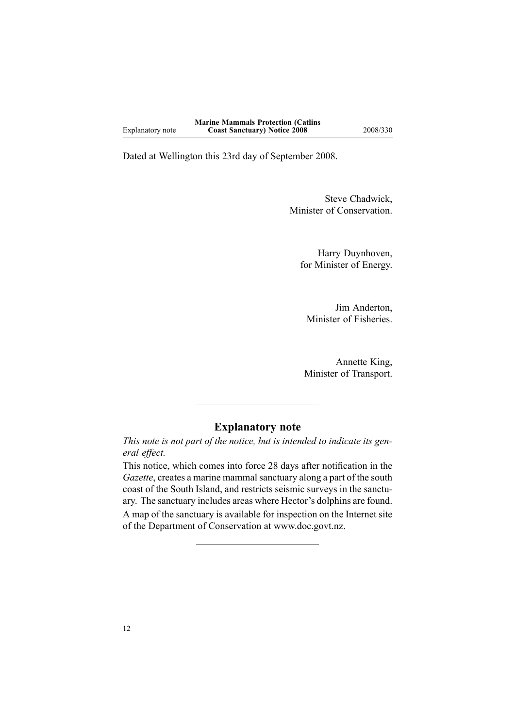Dated at Wellington this 23rd day of September 2008.

Steve Chadwick,
Minister of Conservation.

Harry Duynhoven,
for Minister of Energy.

Jim Anderton,
Minister of Fisheries.

Annette King,
Minister of Transport.

## Explanatory note

*This note is not part of the notice, but is intended to indicate its general effect.*

This notice, which comes into force 28 days after notification in the *Gazette*, creates a marine mammal sanctuary along a part of the south coast of the South Island, and restricts seismic surveys in the sanctuary. The sanctuary includes areas where Hector's dolphins are found.

A map of the sanctuary is available for inspection on the Internet site of the Department of Conservation at www.doc.govt.nz.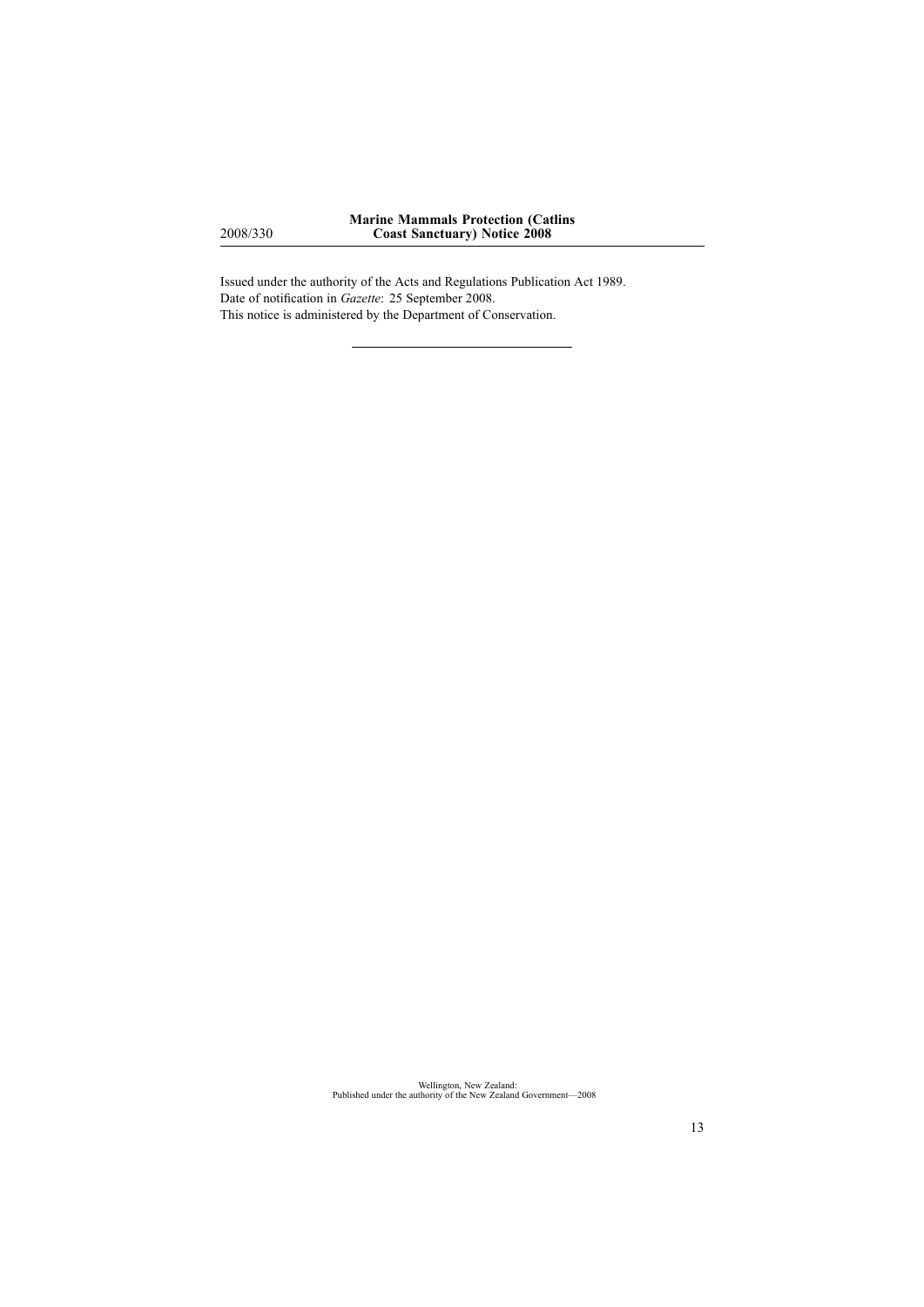Issued under the authority of the Acts and Regulations Publication Act 1989.
Date of notification in *Gazette*: 25 September 2008.
This notice is administered by the Department of Conservation.

---

Wellington, New Zealand:
Published under the authority of the New Zealand Government—2008